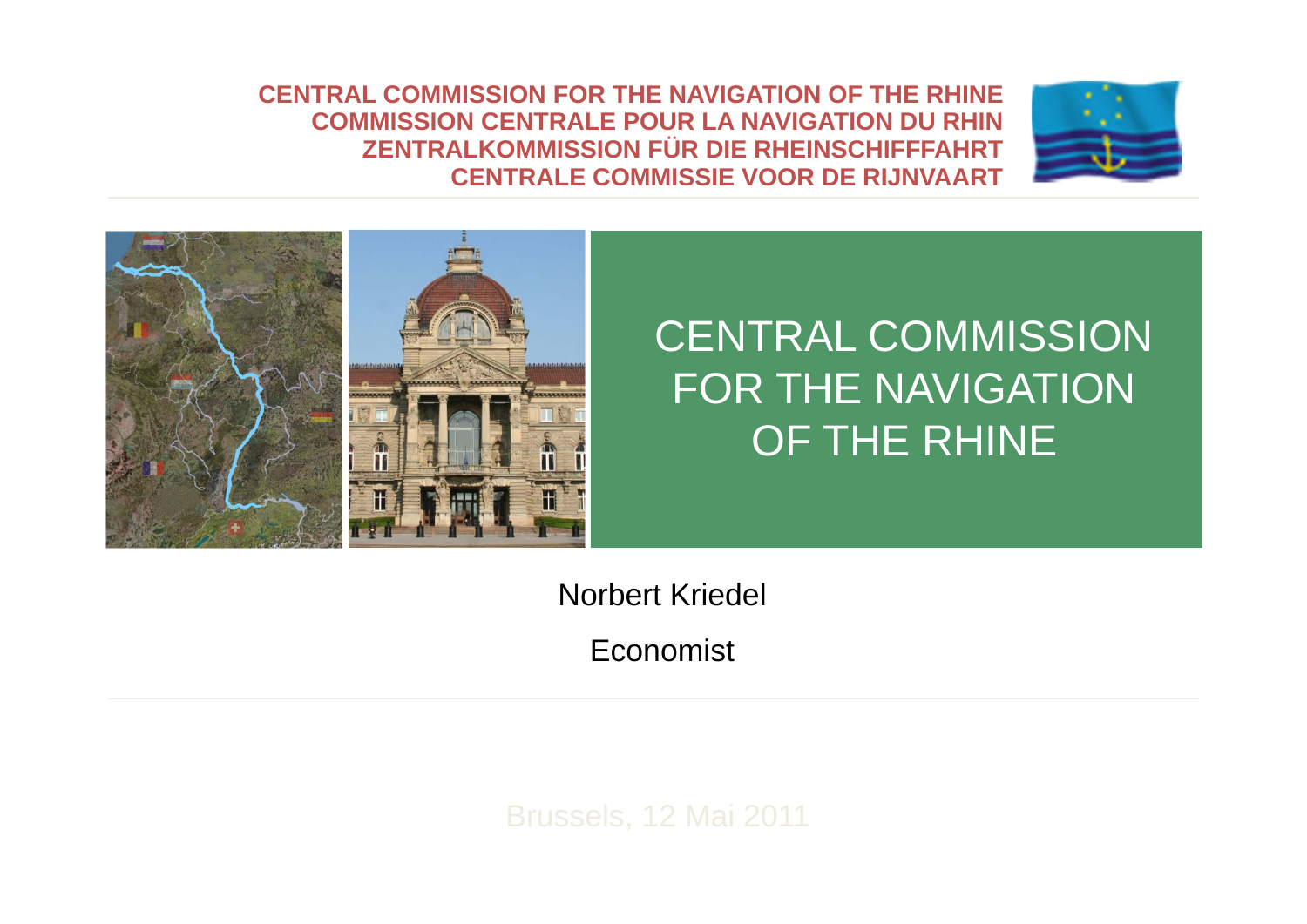**CENTRAL COMMISSION FOR THE NAVIGATION OF THE RHINE**
**COMMISSION CENTRALE POUR LA NAVIGATION DU RHIN**
**ZENTRALKOMMISSION FÜR DIE RHEINSCHIFFFAHRT**
**CENTRALE COMMISSIE VOOR DE RIJNVAART**

# CENTRAL COMMISSION FOR THE NAVIGATION OF THE RHINE

Norbert Kriedel

Economist

Brussels, 12 Mai 2011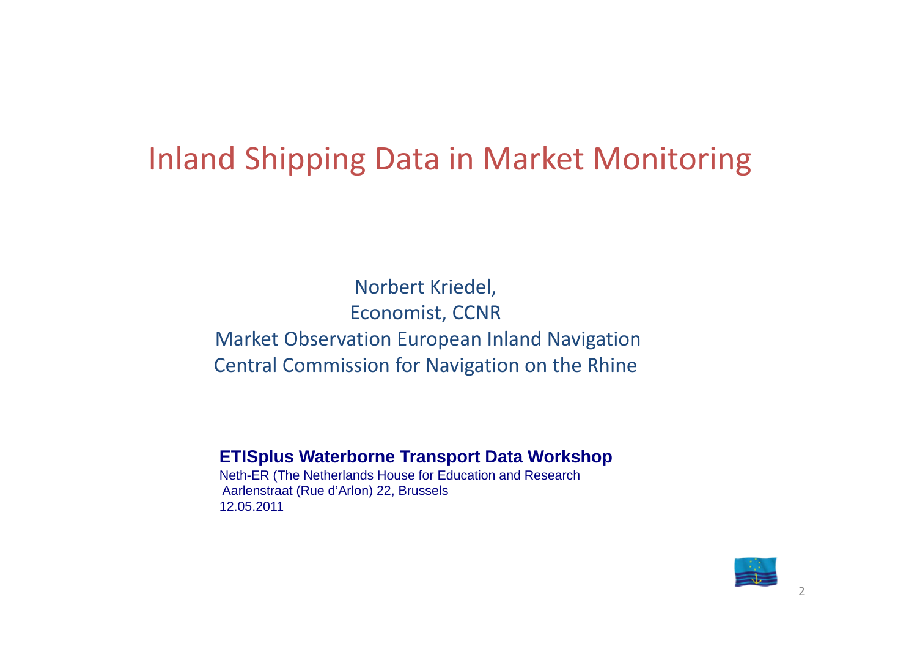# Inland Shipping Data in Market Monitoring

Norbert Kriedel,
Economist, CCNR
Market Observation European Inland Navigation
Central Commission for Navigation on the Rhine

**ETISplus Waterborne Transport Data Workshop**
Neth-ER (The Netherlands House for Education and Research
Aarlenstraat (Rue d'Arlon) 22, Brussels
12.05.2011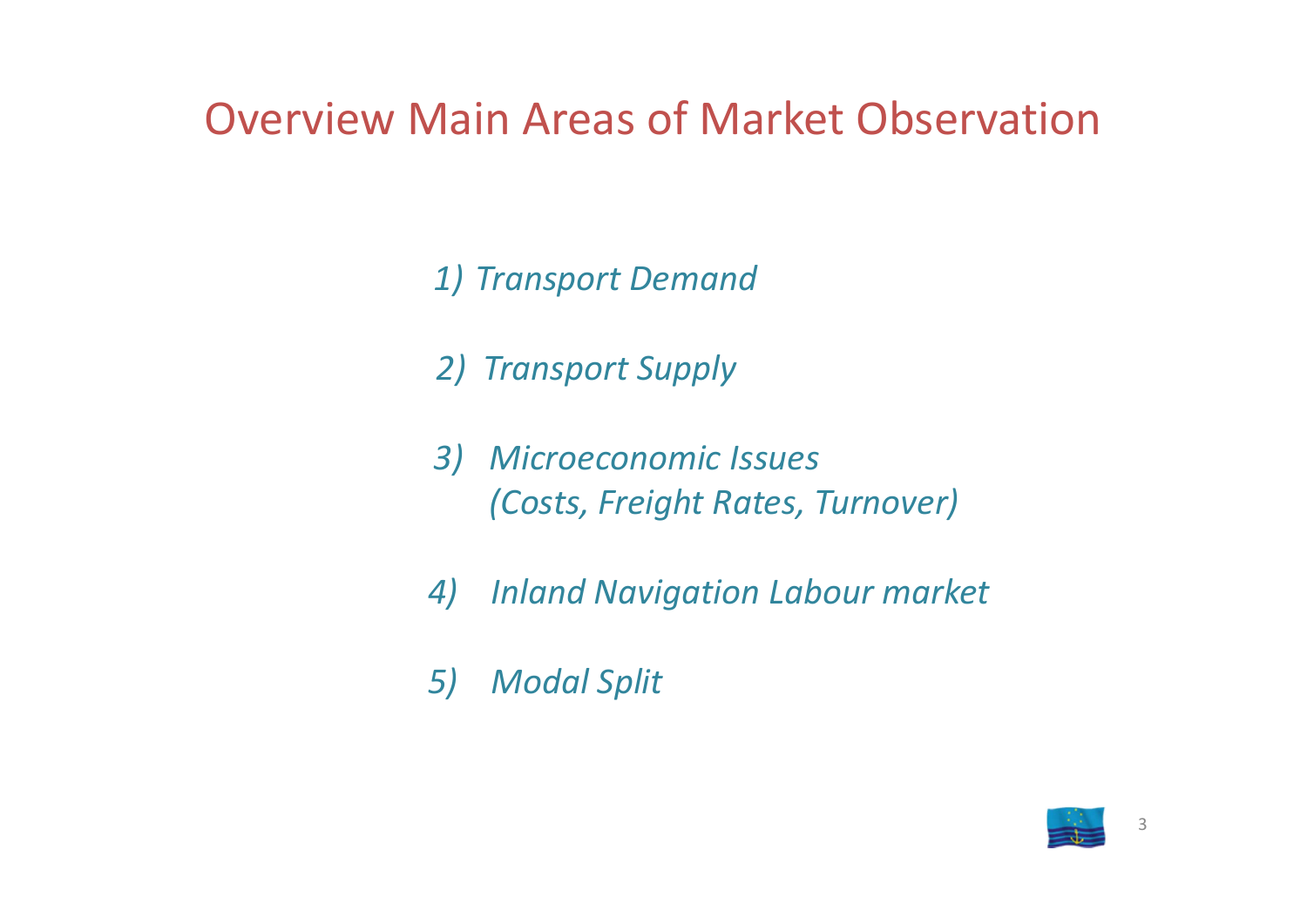# Overview Main Areas of Market Observation

1) *Transport Demand*

2) *Transport Supply*

3) *Microeconomic Issues (Costs, Freight Rates, Turnover)*

4) *Inland Navigation Labour market*

5) *Modal Split*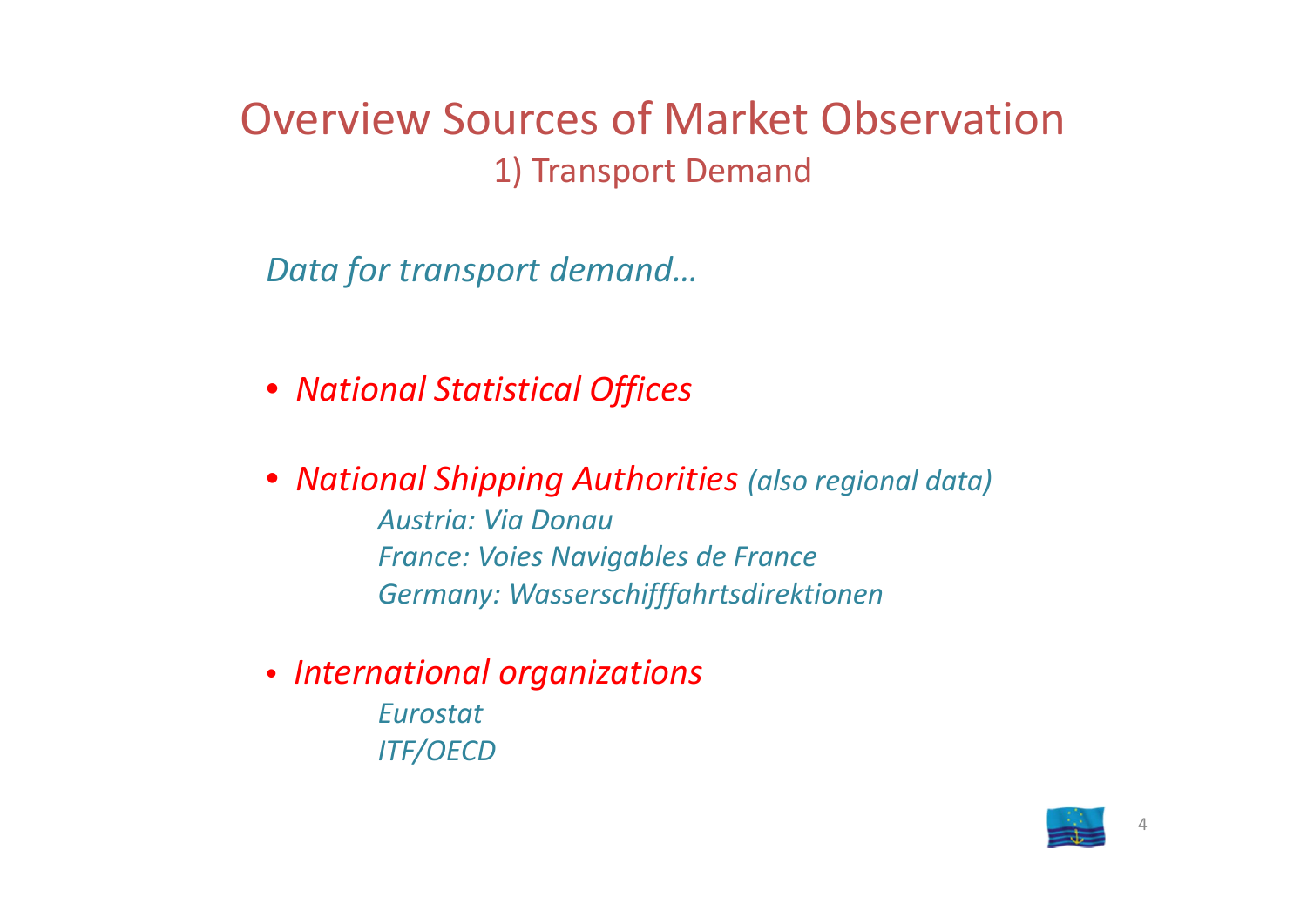# Overview Sources of Market Observation

## 1) Transport Demand

*Data for transport demand…*

- *National Statistical Offices*
- *National Shipping Authorities (also regional data)*
  - *Austria: Via Donau*
  - *France: Voies Navigables de France*
  - *Germany: Wasserschifffahrtsdirektionen*
- *International organizations*
  - *Eurostat*
  - *ITF/OECD*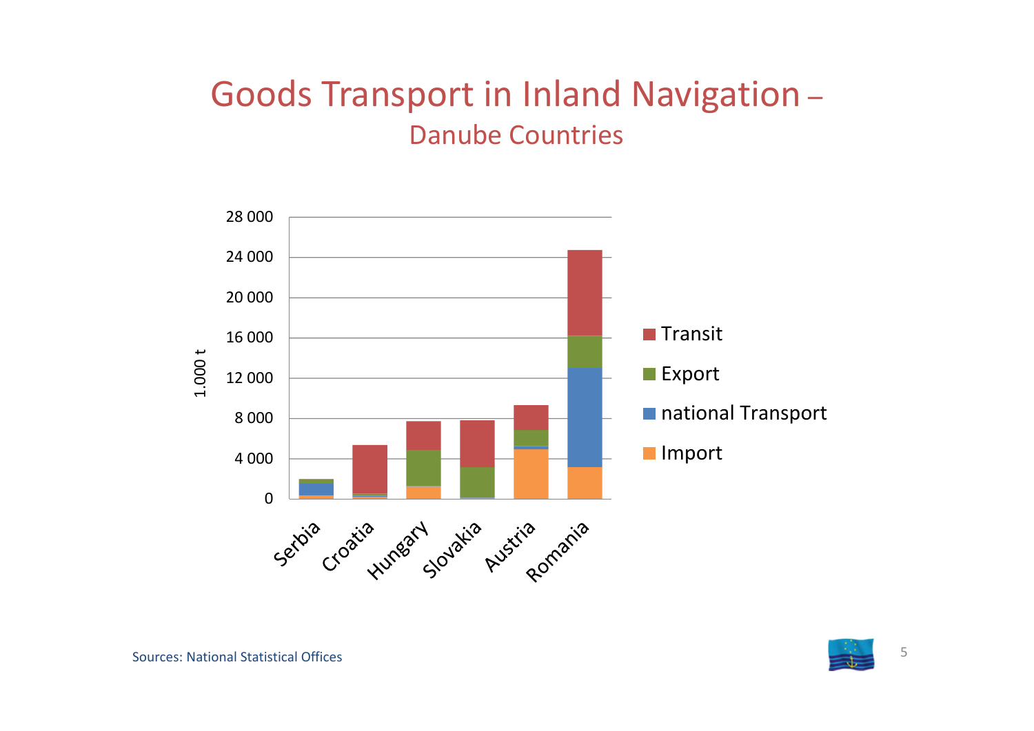# Goods Transport in Inland Navigation – Danube Countries

1.000 t

| | Serbia | Croatia | Hungary | Slovakia | Austria | Romania |
|---|---|---|---|---|---|---|

Transit

Export

national Transport

Import

Sources: National Statistical Offices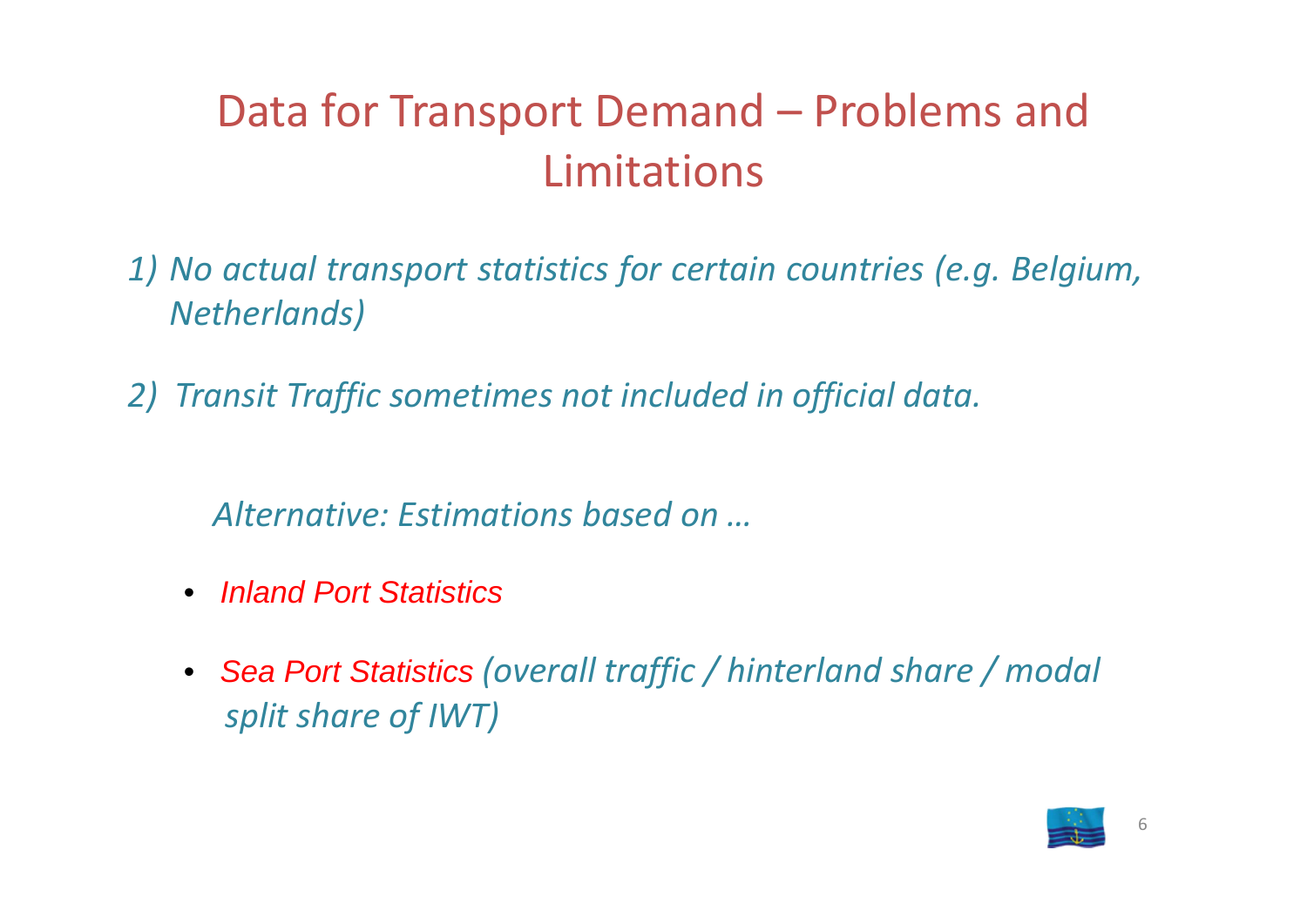# Data for Transport Demand – Problems and Limitations

*1) No actual transport statistics for certain countries (e.g. Belgium, Netherlands)*

*2) Transit Traffic sometimes not included in official data.*

*Alternative: Estimations based on …*

- *Inland Port Statistics*
- *Sea Port Statistics (overall traffic / hinterland share / modal split share of IWT)*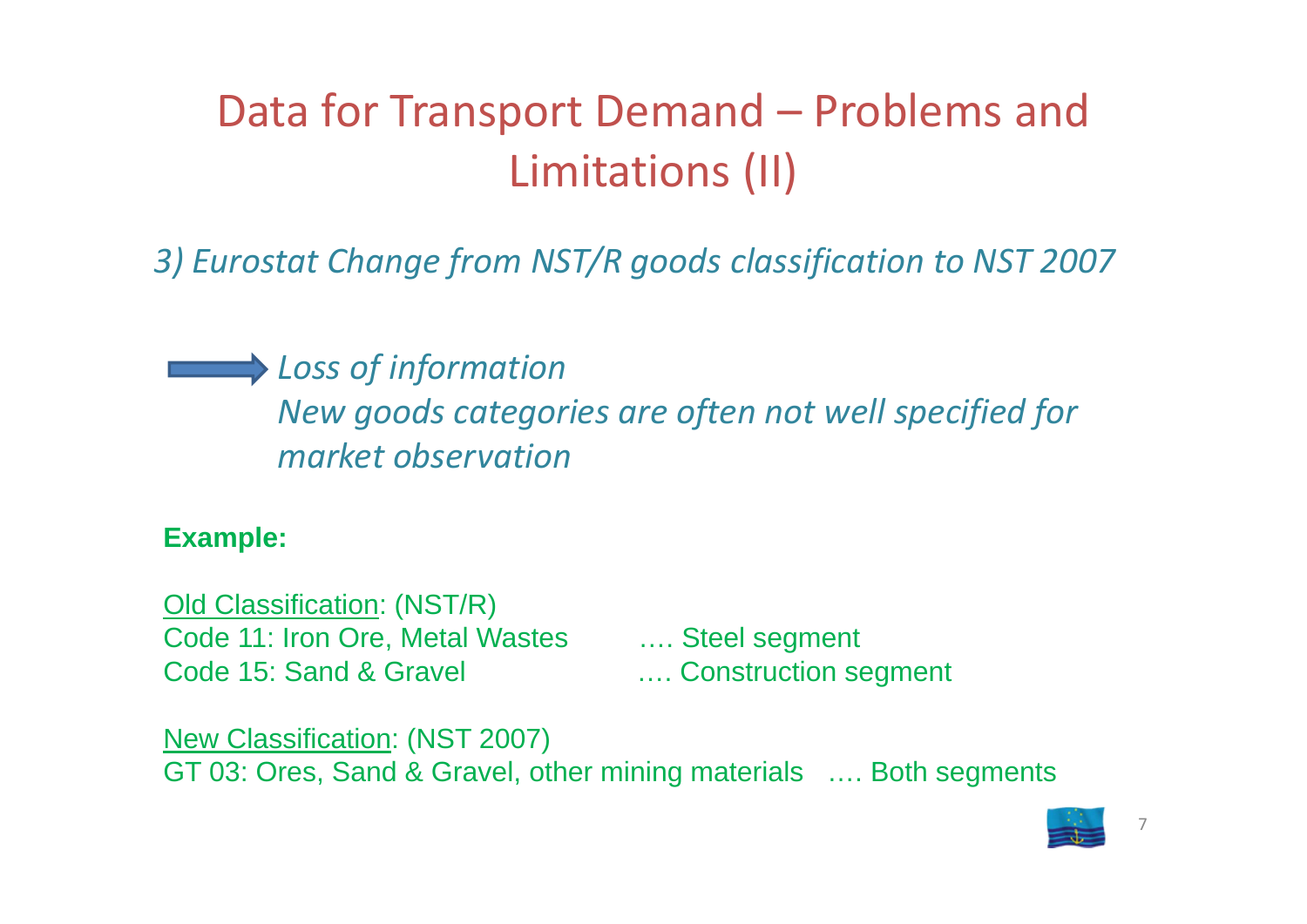# Data for Transport Demand – Problems and Limitations (II)

*3) Eurostat Change from NST/R goods classification to NST 2007*

→ *Loss of information*
*New goods categories are often not well specified for market observation*

**Example:**

Old Classification: (NST/R)
Code 11: Iron Ore, Metal Wastes …. Steel segment
Code 15: Sand & Gravel …. Construction segment

New Classification: (NST 2007)
GT 03: Ores, Sand & Gravel, other mining materials …. Both segments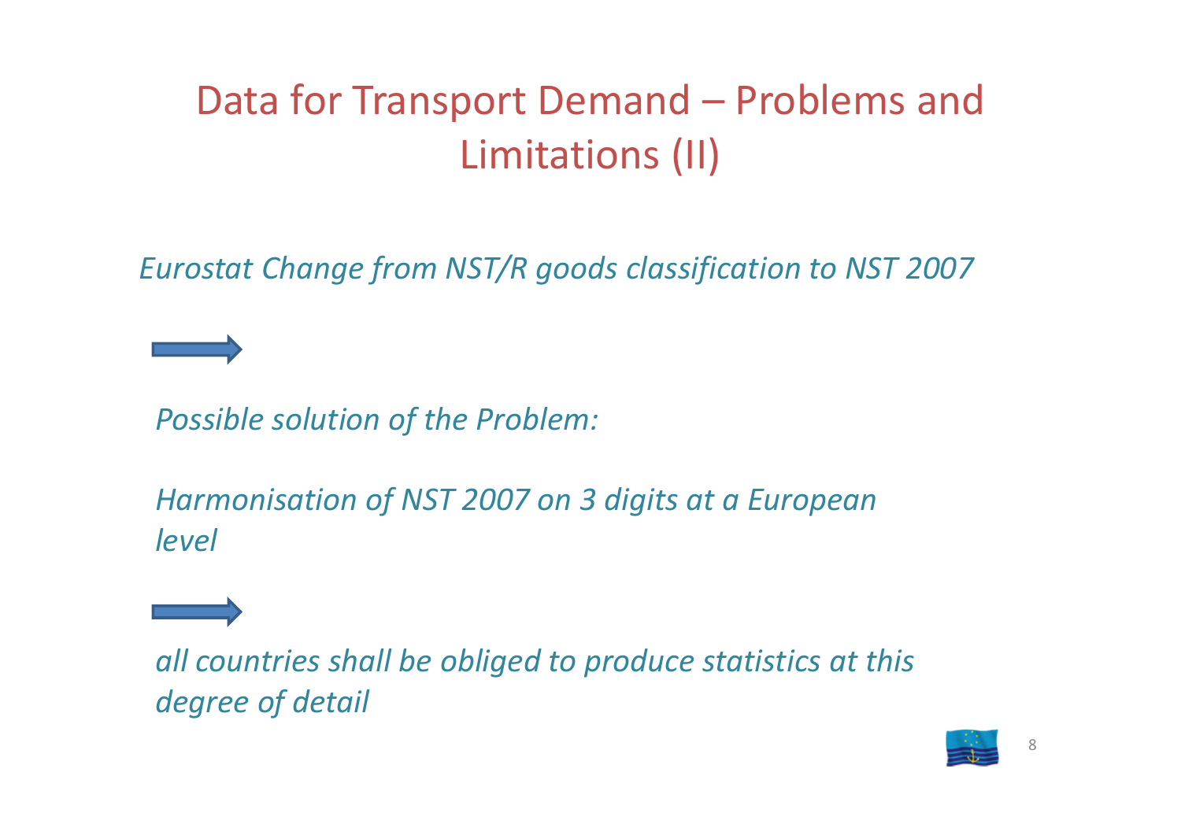# Data for Transport Demand – Problems and Limitations (II)

*Eurostat Change from NST/R goods classification to NST 2007*

→

*Possible solution of the Problem:*

*Harmonisation of NST 2007 on 3 digits at a European level*

→

*all countries shall be obliged to produce statistics at this degree of detail*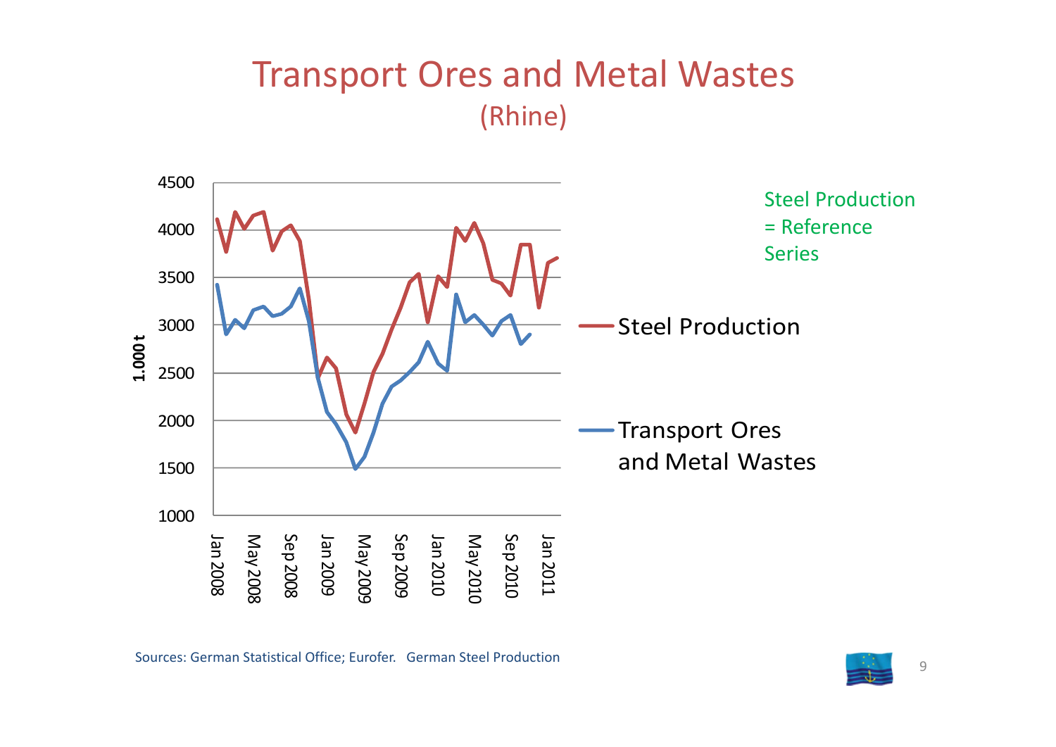# Transport Ores and Metal Wastes

## (Rhine)

Steel Production = Reference Series

Sources: German Statistical Office; Eurofer. German Steel Production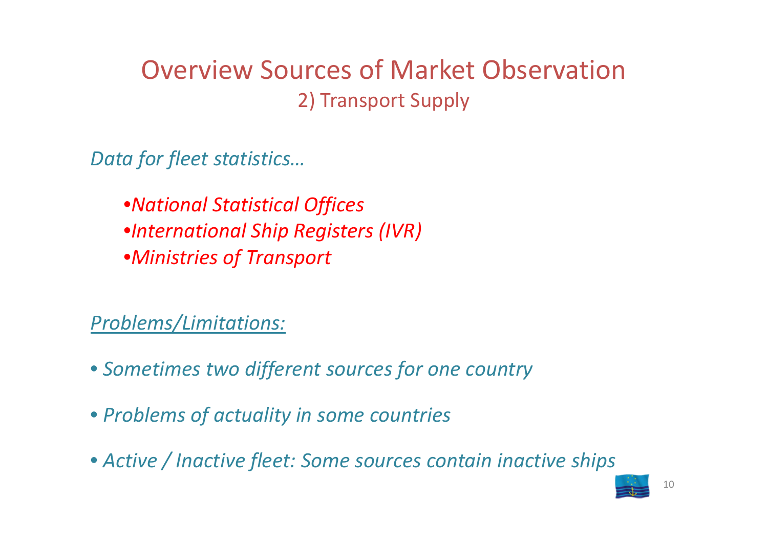# Overview Sources of Market Observation

## 2) Transport Supply

*Data for fleet statistics…*

- *National Statistical Offices*
- *International Ship Registers (IVR)*
- *Ministries of Transport*

*Problems/Limitations:*

- *Sometimes two different sources for one country*
- *Problems of actuality in some countries*
- *Active / Inactive fleet: Some sources contain inactive ships*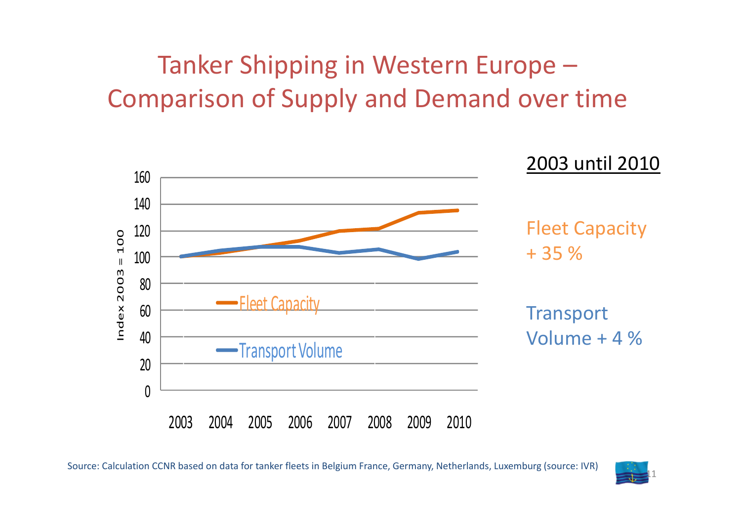# Tanker Shipping in Western Europe – Comparison of Supply and Demand over time

Index 2003 = 100

| | 2003 | 2004 | 2005 | 2006 | 2007 | 2008 | 2009 | 2010 |
|---|---|---|---|---|---|---|---|---|
| Fleet Capacity | | | | | | | | |
| Transport Volume | | | | | | | | |

## 2003 until 2010

Fleet Capacity + 35 %

Transport Volume + 4 %

Source: Calculation CCNR based on data for tanker fleets in Belgium France, Germany, Netherlands, Luxemburg (source: IVR)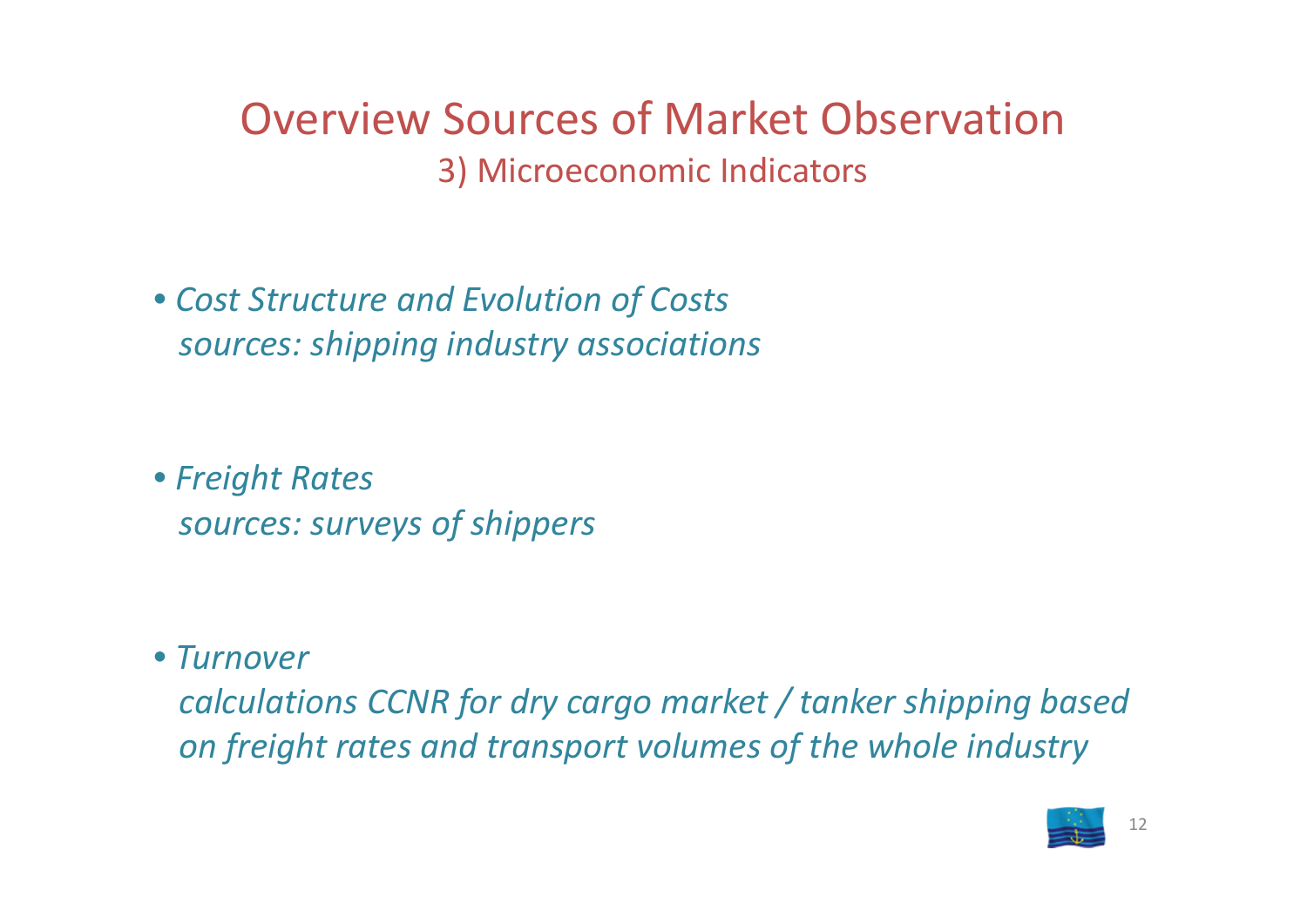# Overview Sources of Market Observation

## 3) Microeconomic Indicators

- *Cost Structure and Evolution of Costs*
  *sources: shipping industry associations*

- *Freight Rates*
  *sources: surveys of shippers*

- *Turnover*
  *calculations CCNR for dry cargo market / tanker shipping based on freight rates and transport volumes of the whole industry*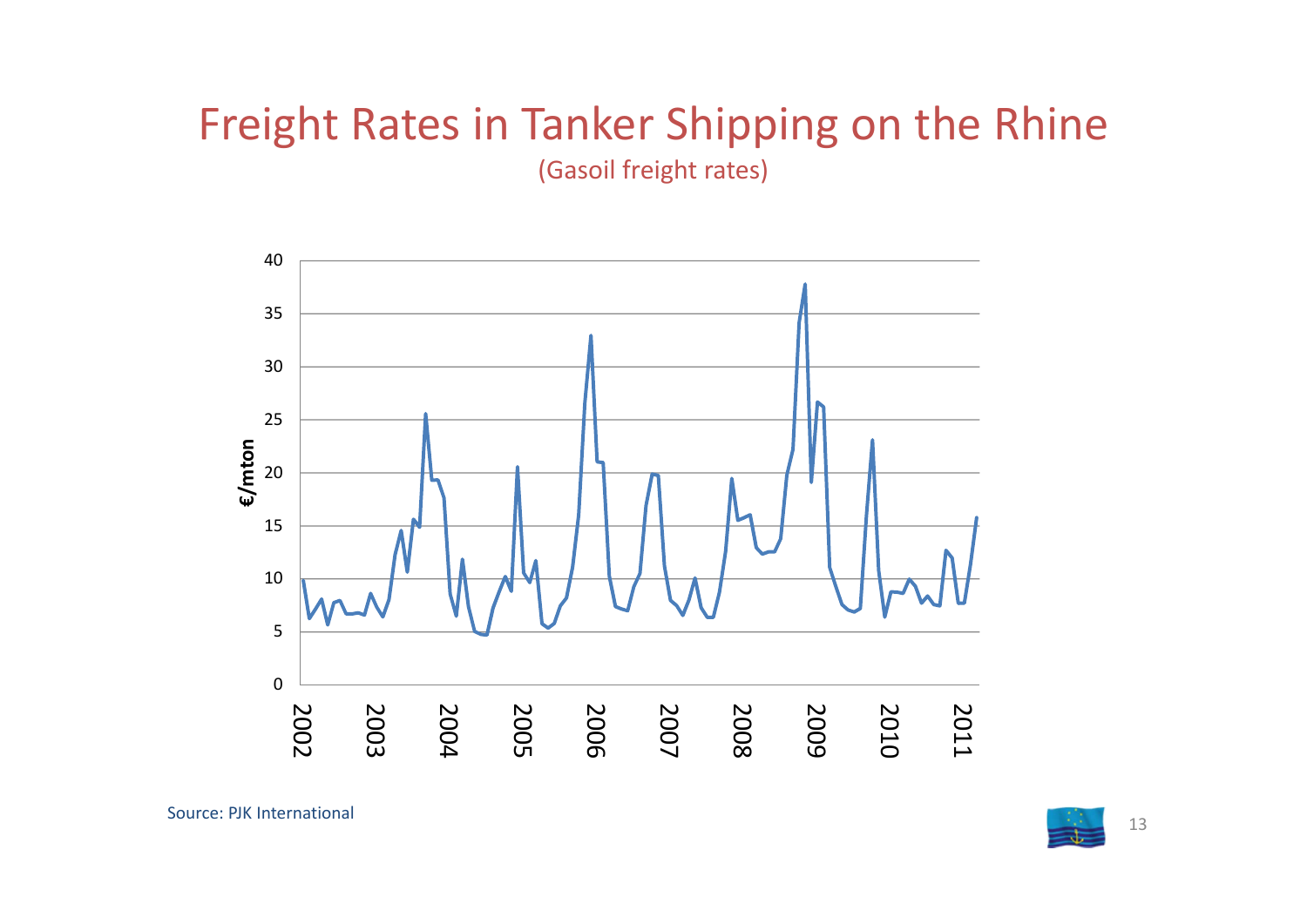# Freight Rates in Tanker Shipping on the Rhine

(Gasoil freight rates)

Source: PJK International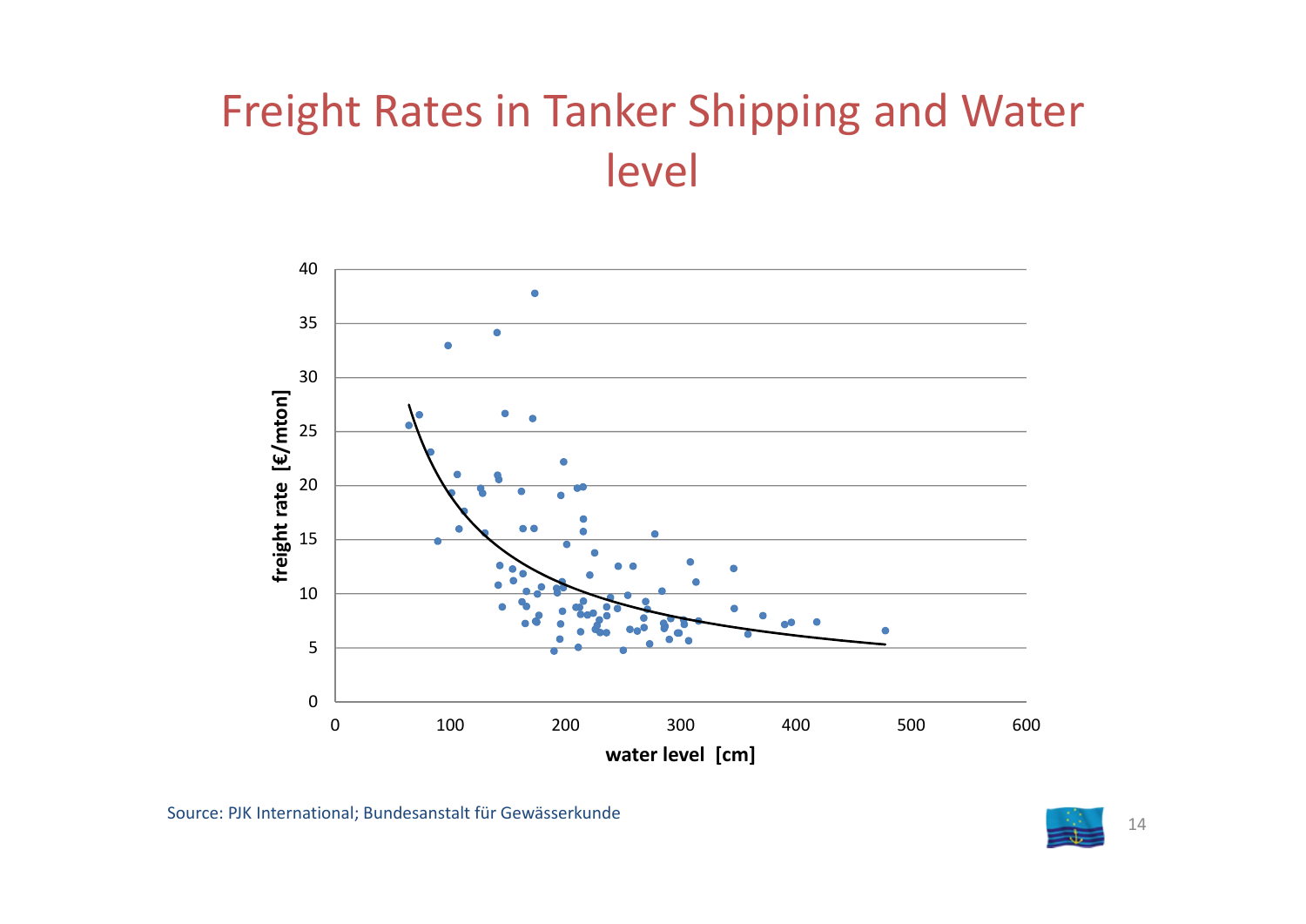# Freight Rates in Tanker Shipping and Water level

Source: PJK International; Bundesanstalt für Gewässerkunde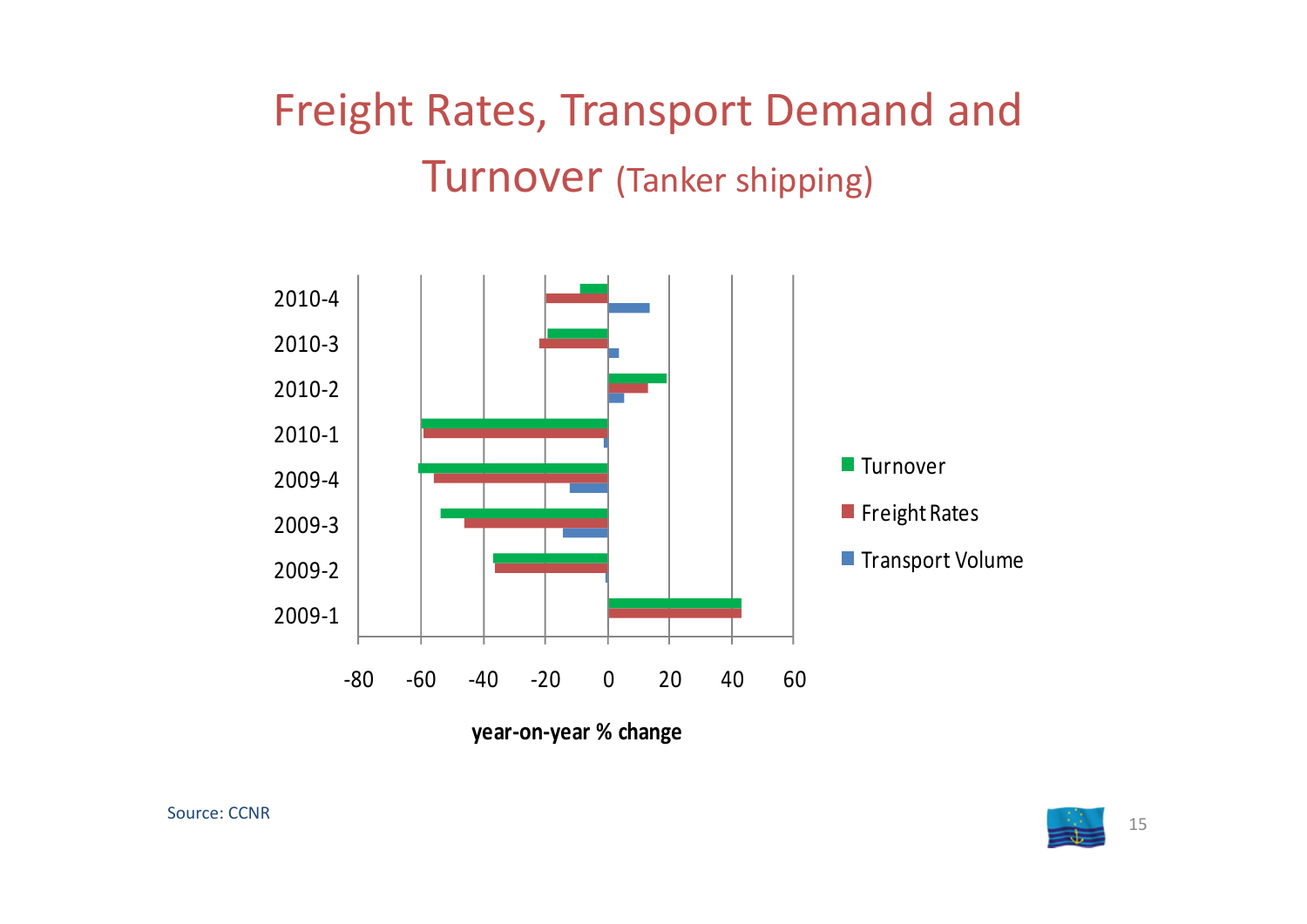# Freight Rates, Transport Demand and Turnover (Tanker shipping)

| Period | Turnover | Freight Rates | Transport Volume |
| --- | --- | --- | --- |
| 2010-4 | | | |
| 2010-3 | | | |
| 2010-2 | | | |
| 2010-1 | | | |
| 2009-4 | | | |
| 2009-3 | | | |
| 2009-2 | | | |
| 2009-1 | | | |

year-on-year % change

Source: CCNR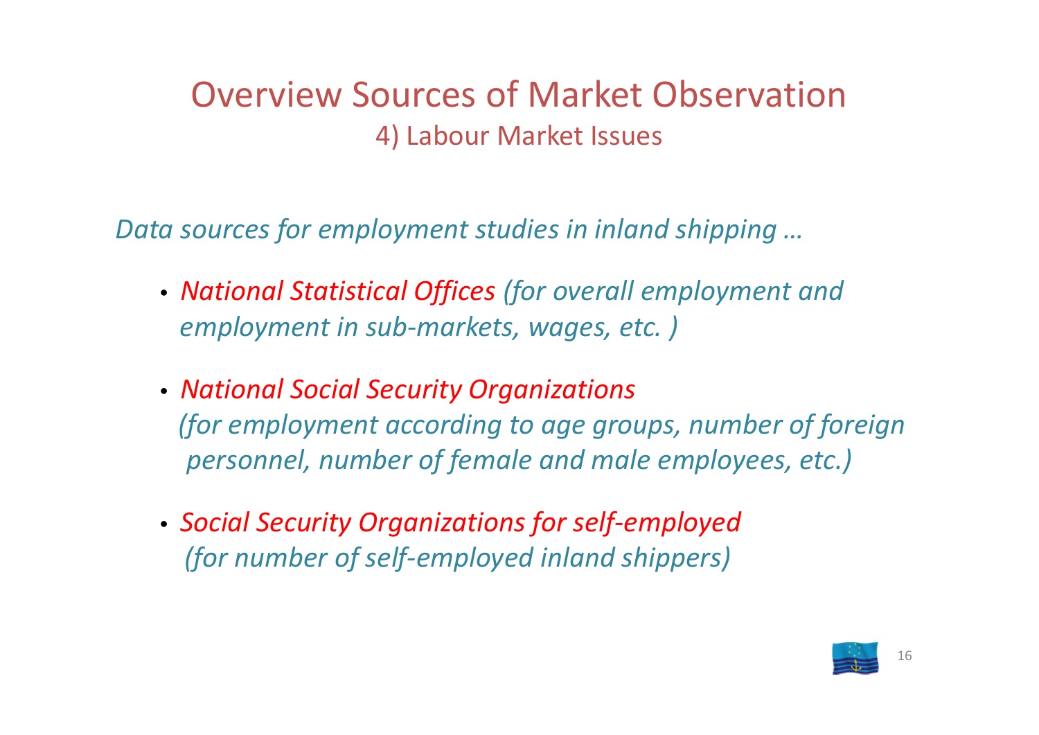# Overview Sources of Market Observation

## 4) Labour Market Issues

*Data sources for employment studies in inland shipping …*

- *National Statistical Offices (for overall employment and employment in sub-markets, wages, etc. )*
- *National Social Security Organizations (for employment according to age groups, number of foreign personnel, number of female and male employees, etc.)*
- *Social Security Organizations for self-employed (for number of self-employed inland shippers)*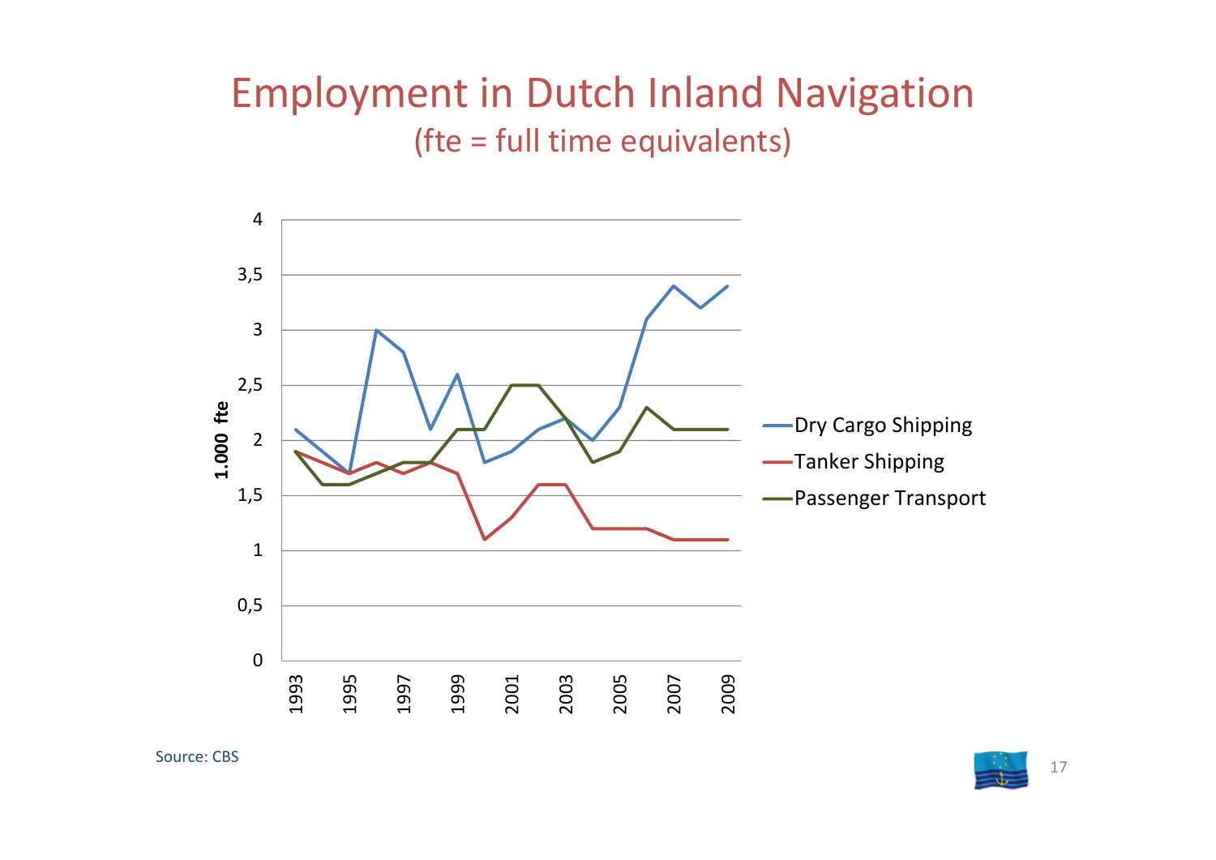# Employment in Dutch Inland Navigation

## (fte = full time equivalents)

Source: CBS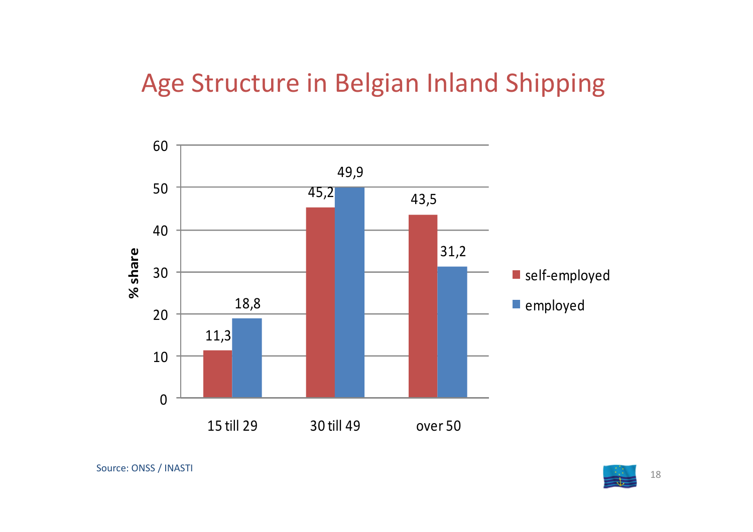# Age Structure in Belgian Inland Shipping

| % share | self-employed | employed |
|---|---|---|
| 15 till 29 | 11,3 | 18,8 |
| 30 till 49 | 45,2 | 49,9 |
| over 50 | 43,5 | 31,2 |

Source: ONSS / INASTI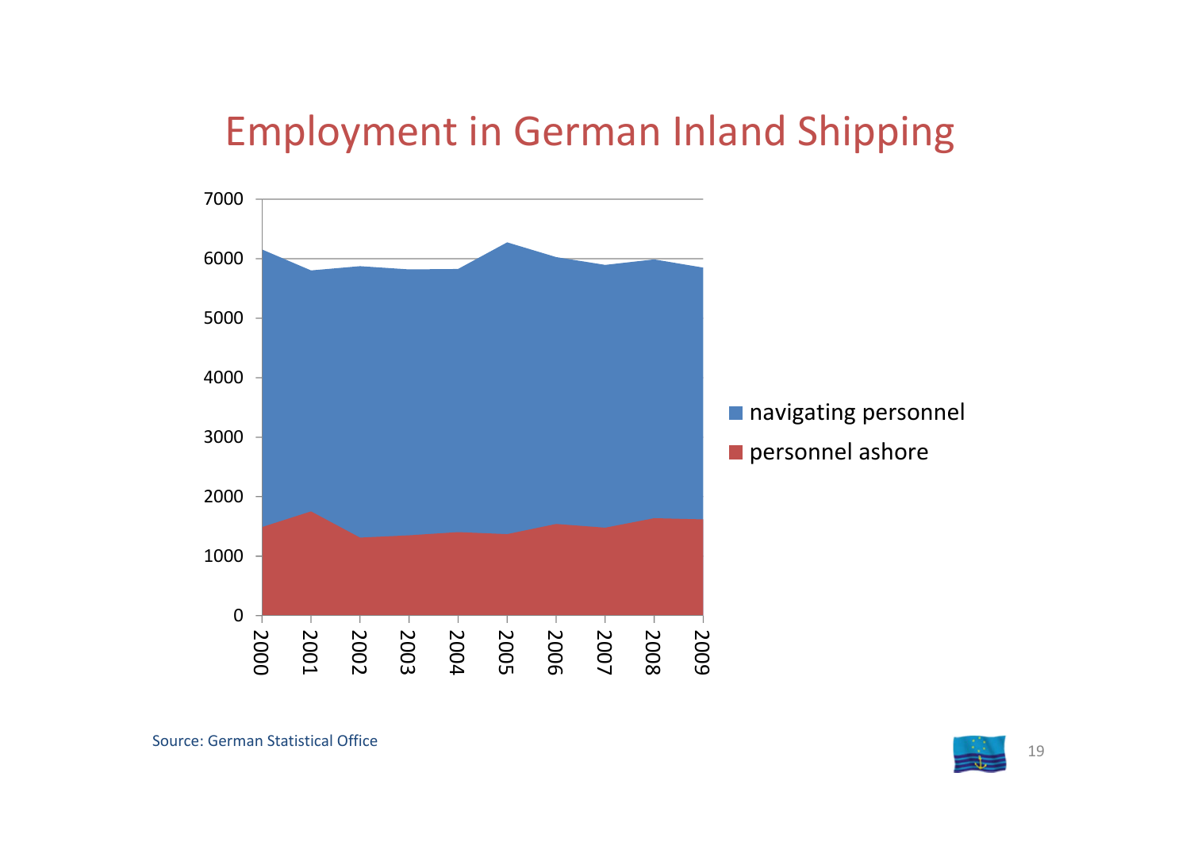# Employment in German Inland Shipping

Source: German Statistical Office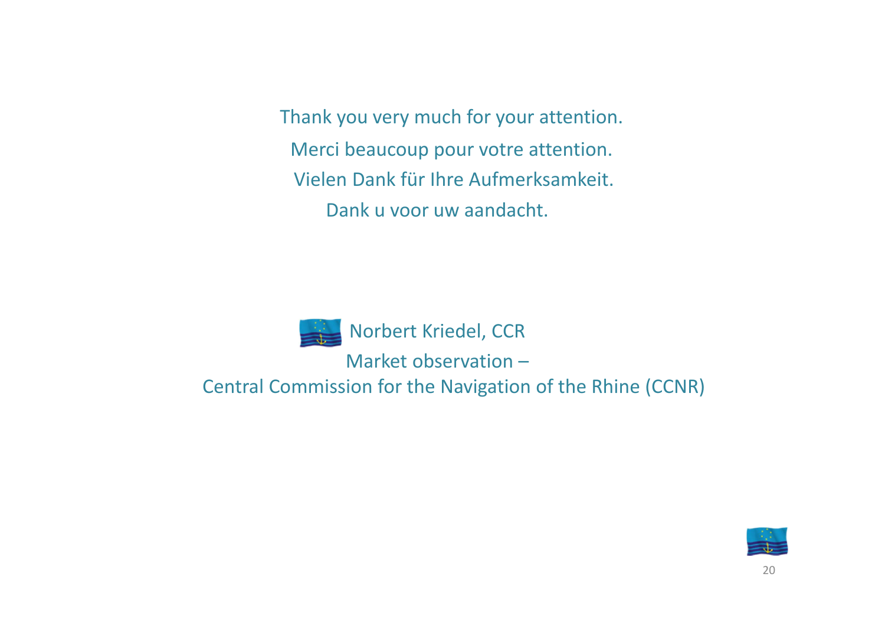Thank you very much for your attention.

Merci beaucoup pour votre attention.

Vielen Dank für Ihre Aufmerksamkeit.

Dank u voor uw aandacht.

Norbert Kriedel, CCR

Market observation –

Central Commission for the Navigation of the Rhine (CCNR)